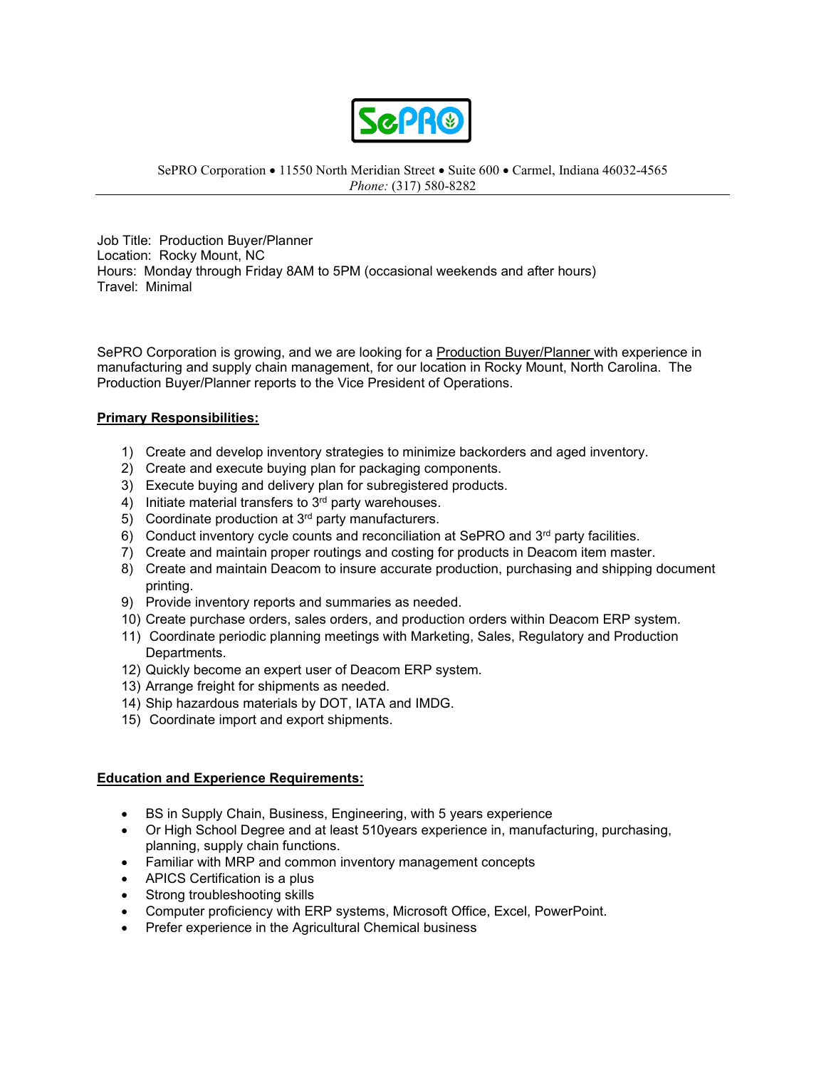SePRO

SePRO Corporation • 11550 North Meridian Street • Suite 600 • Carmel, Indiana 46032-4565
*Phone:* (317) 580-8282

---

Job Title: Production Buyer/Planner
Location: Rocky Mount, NC
Hours: Monday through Friday 8AM to 5PM (occasional weekends and after hours)
Travel: Minimal

SePRO Corporation is growing, and we are looking for a Production Buyer/Planner with experience in manufacturing and supply chain management, for our location in Rocky Mount, North Carolina. The Production Buyer/Planner reports to the Vice President of Operations.

**Primary Responsibilities:**

1) Create and develop inventory strategies to minimize backorders and aged inventory.
2) Create and execute buying plan for packaging components.
3) Execute buying and delivery plan for subregistered products.
4) Initiate material transfers to 3rd party warehouses.
5) Coordinate production at 3rd party manufacturers.
6) Conduct inventory cycle counts and reconciliation at SePRO and 3rd party facilities.
7) Create and maintain proper routings and costing for products in Deacom item master.
8) Create and maintain Deacom to insure accurate production, purchasing and shipping document printing.
9) Provide inventory reports and summaries as needed.
10) Create purchase orders, sales orders, and production orders within Deacom ERP system.
11) Coordinate periodic planning meetings with Marketing, Sales, Regulatory and Production Departments.
12) Quickly become an expert user of Deacom ERP system.
13) Arrange freight for shipments as needed.
14) Ship hazardous materials by DOT, IATA and IMDG.
15) Coordinate import and export shipments.

**Education and Experience Requirements:**

- BS in Supply Chain, Business, Engineering, with 5 years experience
- Or High School Degree and at least 510years experience in, manufacturing, purchasing, planning, supply chain functions.
- Familiar with MRP and common inventory management concepts
- APICS Certification is a plus
- Strong troubleshooting skills
- Computer proficiency with ERP systems, Microsoft Office, Excel, PowerPoint.
- Prefer experience in the Agricultural Chemical business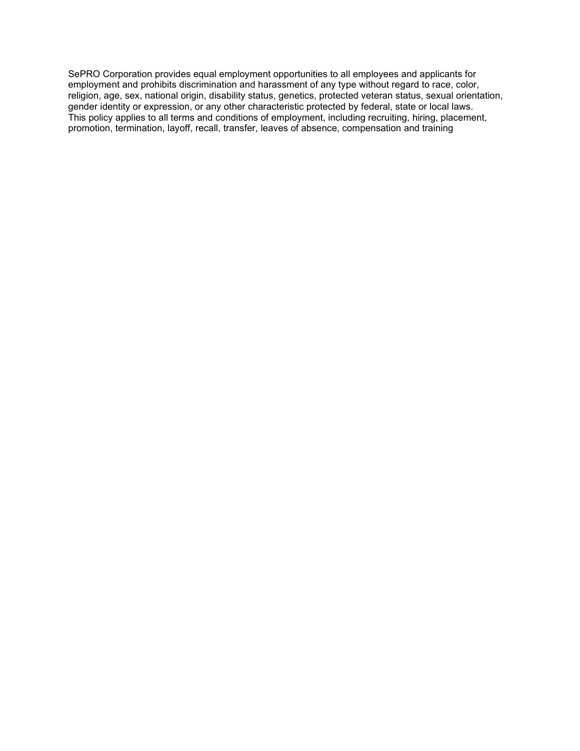SePRO Corporation provides equal employment opportunities to all employees and applicants for employment and prohibits discrimination and harassment of any type without regard to race, color, religion, age, sex, national origin, disability status, genetics, protected veteran status, sexual orientation, gender identity or expression, or any other characteristic protected by federal, state or local laws.
This policy applies to all terms and conditions of employment, including recruiting, hiring, placement, promotion, termination, layoff, recall, transfer, leaves of absence, compensation and training